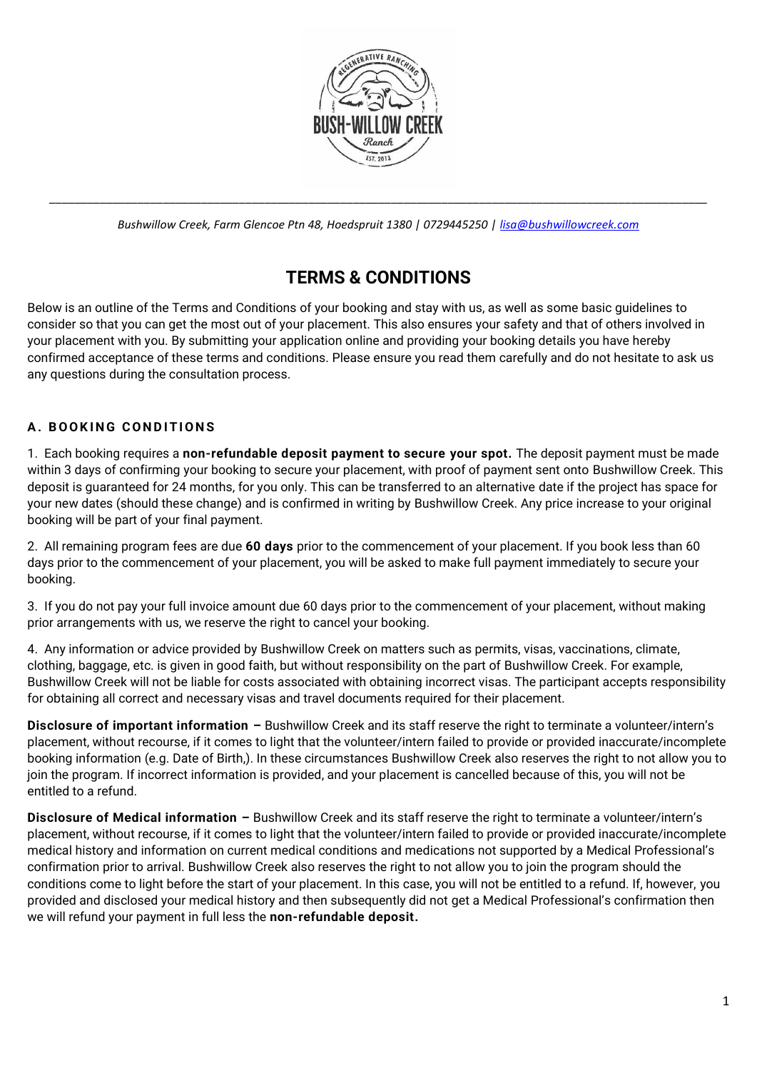*Bushwillow Creek, Farm Glencoe Ptn 48, Hoedspruit 1380 | 0729445250 | lisa@bushwillowcreek.com*

# TERMS & CONDITIONS

Below is an outline of the Terms and Conditions of your booking and stay with us, as well as some basic guidelines to consider so that you can get the most out of your placement. This also ensures your safety and that of others involved in your placement with you. By submitting your application online and providing your booking details you have hereby confirmed acceptance of these terms and conditions. Please ensure you read them carefully and do not hesitate to ask us any questions during the consultation process.

## A. BOOKING CONDITIONS

1. Each booking requires a **non-refundable deposit payment to secure your spot.** The deposit payment must be made within 3 days of confirming your booking to secure your placement, with proof of payment sent onto Bushwillow Creek. This deposit is guaranteed for 24 months, for you only. This can be transferred to an alternative date if the project has space for your new dates (should these change) and is confirmed in writing by Bushwillow Creek. Any price increase to your original booking will be part of your final payment.

2. All remaining program fees are due **60 days** prior to the commencement of your placement. If you book less than 60 days prior to the commencement of your placement, you will be asked to make full payment immediately to secure your booking.

3. If you do not pay your full invoice amount due 60 days prior to the commencement of your placement, without making prior arrangements with us, we reserve the right to cancel your booking.

4. Any information or advice provided by Bushwillow Creek on matters such as permits, visas, vaccinations, climate, clothing, baggage, etc. is given in good faith, but without responsibility on the part of Bushwillow Creek. For example, Bushwillow Creek will not be liable for costs associated with obtaining incorrect visas. The participant accepts responsibility for obtaining all correct and necessary visas and travel documents required for their placement.

**Disclosure of important information –** Bushwillow Creek and its staff reserve the right to terminate a volunteer/intern's placement, without recourse, if it comes to light that the volunteer/intern failed to provide or provided inaccurate/incomplete booking information (e.g. Date of Birth,). In these circumstances Bushwillow Creek also reserves the right to not allow you to join the program. If incorrect information is provided, and your placement is cancelled because of this, you will not be entitled to a refund.

**Disclosure of Medical information –** Bushwillow Creek and its staff reserve the right to terminate a volunteer/intern's placement, without recourse, if it comes to light that the volunteer/intern failed to provide or provided inaccurate/incomplete medical history and information on current medical conditions and medications not supported by a Medical Professional's confirmation prior to arrival. Bushwillow Creek also reserves the right to not allow you to join the program should the conditions come to light before the start of your placement. In this case, you will not be entitled to a refund. If, however, you provided and disclosed your medical history and then subsequently did not get a Medical Professional's confirmation then we will refund your payment in full less the **non-refundable deposit.**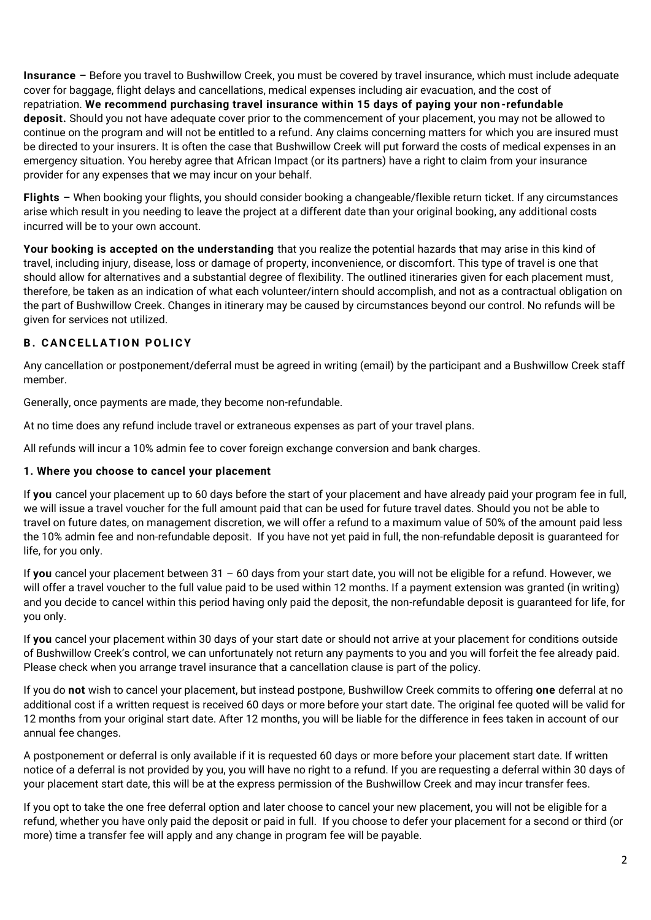**Insurance –** Before you travel to Bushwillow Creek, you must be covered by travel insurance, which must include adequate cover for baggage, flight delays and cancellations, medical expenses including air evacuation, and the cost of repatriation. **We recommend purchasing travel insurance within 15 days of paying your non-refundable deposit.** Should you not have adequate cover prior to the commencement of your placement, you may not be allowed to continue on the program and will not be entitled to a refund. Any claims concerning matters for which you are insured must be directed to your insurers. It is often the case that Bushwillow Creek will put forward the costs of medical expenses in an emergency situation. You hereby agree that African Impact (or its partners) have a right to claim from your insurance provider for any expenses that we may incur on your behalf.

**Flights –** When booking your flights, you should consider booking a changeable/flexible return ticket. If any circumstances arise which result in you needing to leave the project at a different date than your original booking, any additional costs incurred will be to your own account.

**Your booking is accepted on the understanding** that you realize the potential hazards that may arise in this kind of travel, including injury, disease, loss or damage of property, inconvenience, or discomfort. This type of travel is one that should allow for alternatives and a substantial degree of flexibility. The outlined itineraries given for each placement must, therefore, be taken as an indication of what each volunteer/intern should accomplish, and not as a contractual obligation on the part of Bushwillow Creek. Changes in itinerary may be caused by circumstances beyond our control. No refunds will be given for services not utilized.

## B. CANCELLATION POLICY

Any cancellation or postponement/deferral must be agreed in writing (email) by the participant and a Bushwillow Creek staff member.

Generally, once payments are made, they become non-refundable.

At no time does any refund include travel or extraneous expenses as part of your travel plans.

All refunds will incur a 10% admin fee to cover foreign exchange conversion and bank charges.

### 1. Where you choose to cancel your placement

If **you** cancel your placement up to 60 days before the start of your placement and have already paid your program fee in full, we will issue a travel voucher for the full amount paid that can be used for future travel dates. Should you not be able to travel on future dates, on management discretion, we will offer a refund to a maximum value of 50% of the amount paid less the 10% admin fee and non-refundable deposit. If you have not yet paid in full, the non-refundable deposit is guaranteed for life, for you only.

If **you** cancel your placement between 31 – 60 days from your start date, you will not be eligible for a refund. However, we will offer a travel voucher to the full value paid to be used within 12 months. If a payment extension was granted (in writing) and you decide to cancel within this period having only paid the deposit, the non-refundable deposit is guaranteed for life, for you only.

If **you** cancel your placement within 30 days of your start date or should not arrive at your placement for conditions outside of Bushwillow Creek's control, we can unfortunately not return any payments to you and you will forfeit the fee already paid. Please check when you arrange travel insurance that a cancellation clause is part of the policy.

If you do **not** wish to cancel your placement, but instead postpone, Bushwillow Creek commits to offering **one** deferral at no additional cost if a written request is received 60 days or more before your start date. The original fee quoted will be valid for 12 months from your original start date. After 12 months, you will be liable for the difference in fees taken in account of our annual fee changes.

A postponement or deferral is only available if it is requested 60 days or more before your placement start date. If written notice of a deferral is not provided by you, you will have no right to a refund. If you are requesting a deferral within 30 days of your placement start date, this will be at the express permission of the Bushwillow Creek and may incur transfer fees.

If you opt to take the one free deferral option and later choose to cancel your new placement, you will not be eligible for a refund, whether you have only paid the deposit or paid in full. If you choose to defer your placement for a second or third (or more) time a transfer fee will apply and any change in program fee will be payable.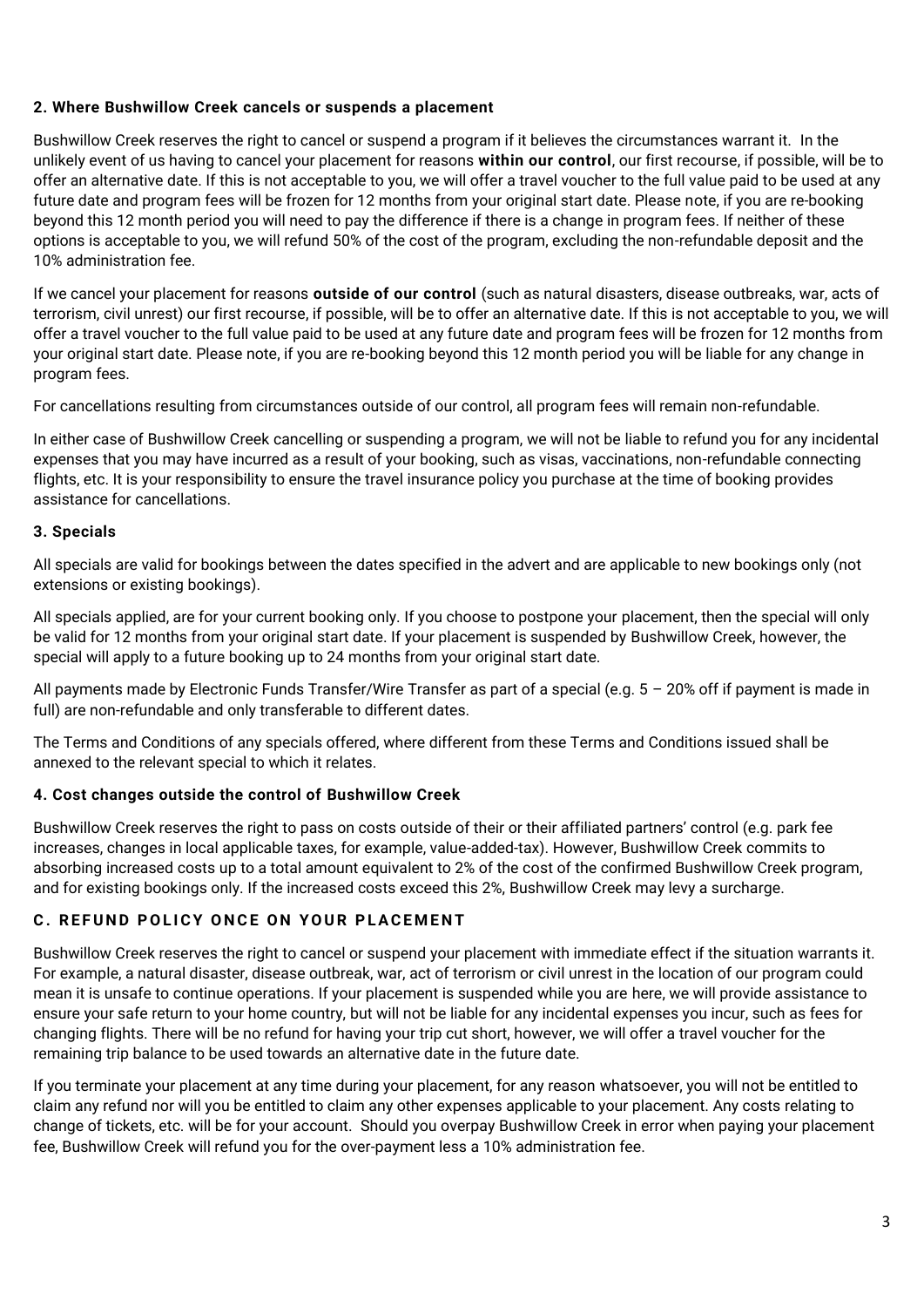### 2. Where Bushwillow Creek cancels or suspends a placement

Bushwillow Creek reserves the right to cancel or suspend a program if it believes the circumstances warrant it. In the unlikely event of us having to cancel your placement for reasons **within our control**, our first recourse, if possible, will be to offer an alternative date. If this is not acceptable to you, we will offer a travel voucher to the full value paid to be used at any future date and program fees will be frozen for 12 months from your original start date. Please note, if you are re-booking beyond this 12 month period you will need to pay the difference if there is a change in program fees. If neither of these options is acceptable to you, we will refund 50% of the cost of the program, excluding the non-refundable deposit and the 10% administration fee.

If we cancel your placement for reasons **outside of our control** (such as natural disasters, disease outbreaks, war, acts of terrorism, civil unrest) our first recourse, if possible, will be to offer an alternative date. If this is not acceptable to you, we will offer a travel voucher to the full value paid to be used at any future date and program fees will be frozen for 12 months from your original start date. Please note, if you are re-booking beyond this 12 month period you will be liable for any change in program fees.

For cancellations resulting from circumstances outside of our control, all program fees will remain non-refundable.

In either case of Bushwillow Creek cancelling or suspending a program, we will not be liable to refund you for any incidental expenses that you may have incurred as a result of your booking, such as visas, vaccinations, non-refundable connecting flights, etc. It is your responsibility to ensure the travel insurance policy you purchase at the time of booking provides assistance for cancellations.

### 3. Specials

All specials are valid for bookings between the dates specified in the advert and are applicable to new bookings only (not extensions or existing bookings).

All specials applied, are for your current booking only. If you choose to postpone your placement, then the special will only be valid for 12 months from your original start date. If your placement is suspended by Bushwillow Creek, however, the special will apply to a future booking up to 24 months from your original start date.

All payments made by Electronic Funds Transfer/Wire Transfer as part of a special (e.g. 5 – 20% off if payment is made in full) are non-refundable and only transferable to different dates.

The Terms and Conditions of any specials offered, where different from these Terms and Conditions issued shall be annexed to the relevant special to which it relates.

### 4. Cost changes outside the control of Bushwillow Creek

Bushwillow Creek reserves the right to pass on costs outside of their or their affiliated partners' control (e.g. park fee increases, changes in local applicable taxes, for example, value-added-tax). However, Bushwillow Creek commits to absorbing increased costs up to a total amount equivalent to 2% of the cost of the confirmed Bushwillow Creek program, and for existing bookings only. If the increased costs exceed this 2%, Bushwillow Creek may levy a surcharge.

## C. REFUND POLICY ONCE ON YOUR PLACEMENT

Bushwillow Creek reserves the right to cancel or suspend your placement with immediate effect if the situation warrants it. For example, a natural disaster, disease outbreak, war, act of terrorism or civil unrest in the location of our program could mean it is unsafe to continue operations. If your placement is suspended while you are here, we will provide assistance to ensure your safe return to your home country, but will not be liable for any incidental expenses you incur, such as fees for changing flights. There will be no refund for having your trip cut short, however, we will offer a travel voucher for the remaining trip balance to be used towards an alternative date in the future date.

If you terminate your placement at any time during your placement, for any reason whatsoever, you will not be entitled to claim any refund nor will you be entitled to claim any other expenses applicable to your placement. Any costs relating to change of tickets, etc. will be for your account. Should you overpay Bushwillow Creek in error when paying your placement fee, Bushwillow Creek will refund you for the over-payment less a 10% administration fee.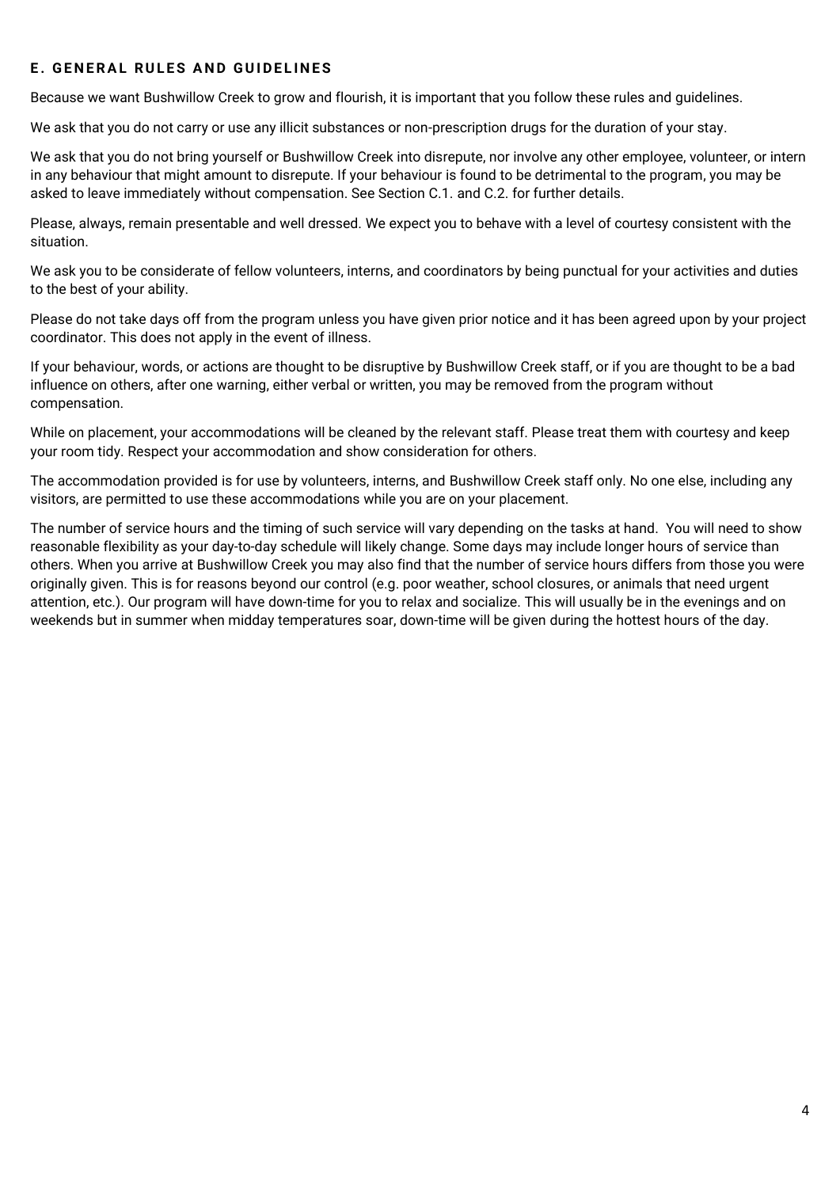### E. GENERAL RULES AND GUIDELINES

Because we want Bushwillow Creek to grow and flourish, it is important that you follow these rules and guidelines.

We ask that you do not carry or use any illicit substances or non-prescription drugs for the duration of your stay.

We ask that you do not bring yourself or Bushwillow Creek into disrepute, nor involve any other employee, volunteer, or intern in any behaviour that might amount to disrepute. If your behaviour is found to be detrimental to the program, you may be asked to leave immediately without compensation. See Section C.1. and C.2. for further details.

Please, always, remain presentable and well dressed. We expect you to behave with a level of courtesy consistent with the situation.

We ask you to be considerate of fellow volunteers, interns, and coordinators by being punctual for your activities and duties to the best of your ability.

Please do not take days off from the program unless you have given prior notice and it has been agreed upon by your project coordinator. This does not apply in the event of illness.

If your behaviour, words, or actions are thought to be disruptive by Bushwillow Creek staff, or if you are thought to be a bad influence on others, after one warning, either verbal or written, you may be removed from the program without compensation.

While on placement, your accommodations will be cleaned by the relevant staff. Please treat them with courtesy and keep your room tidy. Respect your accommodation and show consideration for others.

The accommodation provided is for use by volunteers, interns, and Bushwillow Creek staff only. No one else, including any visitors, are permitted to use these accommodations while you are on your placement.

The number of service hours and the timing of such service will vary depending on the tasks at hand. You will need to show reasonable flexibility as your day-to-day schedule will likely change. Some days may include longer hours of service than others. When you arrive at Bushwillow Creek you may also find that the number of service hours differs from those you were originally given. This is for reasons beyond our control (e.g. poor weather, school closures, or animals that need urgent attention, etc.). Our program will have down-time for you to relax and socialize. This will usually be in the evenings and on weekends but in summer when midday temperatures soar, down-time will be given during the hottest hours of the day.